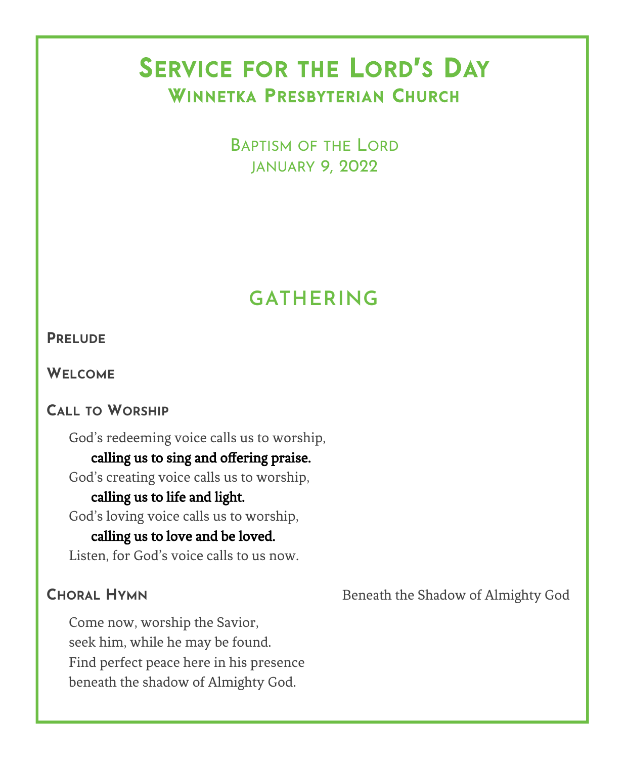# Service for the Lord's Day

## Winnetka Presbyterian Church

Baptism of the Lord
January 9, 2022

## GATHERING

### Prelude

### Welcome

### Call to Worship

God's redeeming voice calls us to worship,
**calling us to sing and offering praise.**
God's creating voice calls us to worship,
**calling us to life and light.**
God's loving voice calls us to worship,
**calling us to love and be loved.**
Listen, for God's voice calls to us now.

### Choral Hymn — Beneath the Shadow of Almighty God

Come now, worship the Savior,
seek him, while he may be found.
Find perfect peace here in his presence
beneath the shadow of Almighty God.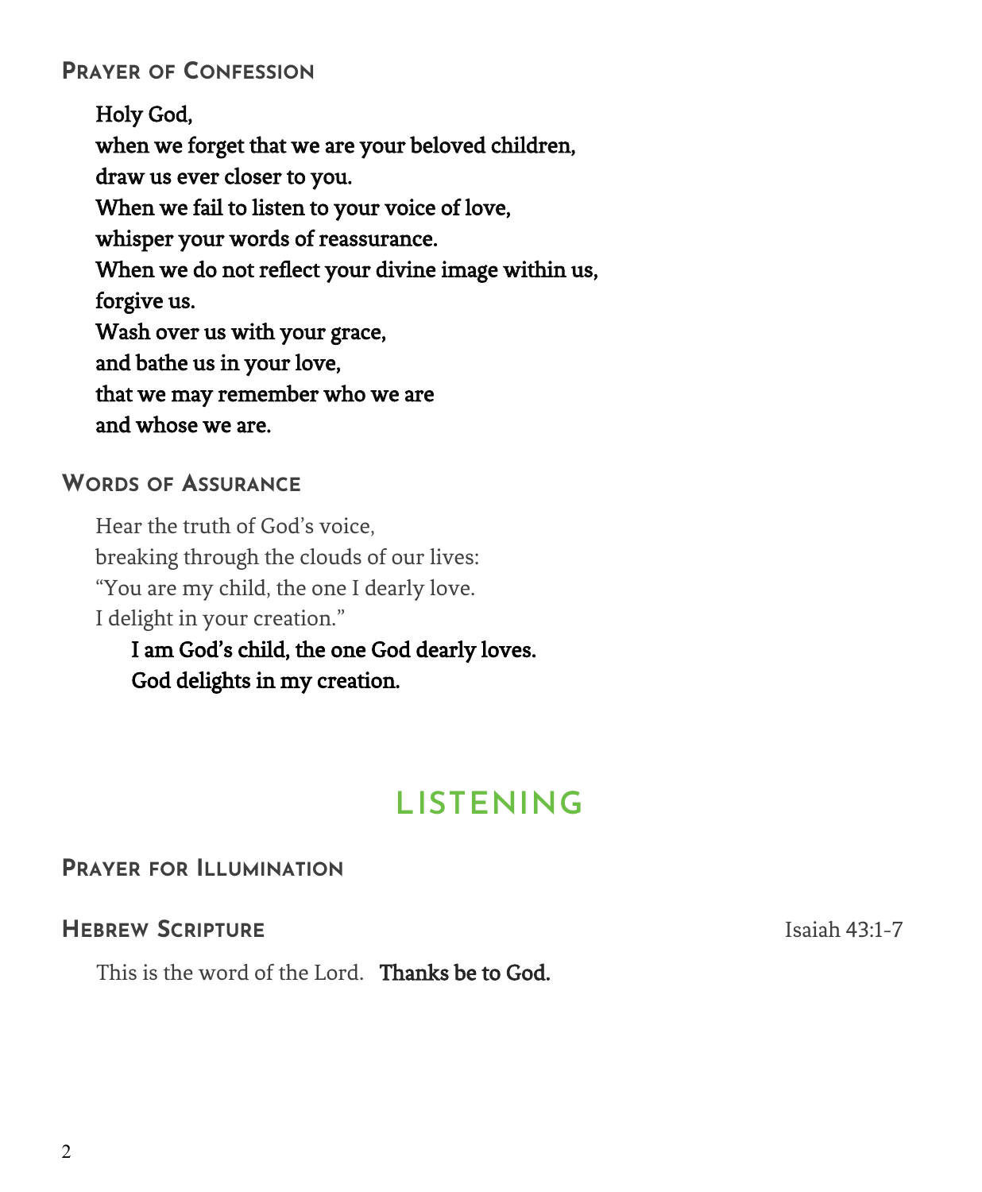### Prayer of Confession

**Holy God,**
**when we forget that we are your beloved children,**
**draw us ever closer to you.**
**When we fail to listen to your voice of love,**
**whisper your words of reassurance.**
**When we do not reflect your divine image within us,**
**forgive us.**
**Wash over us with your grace,**
**and bathe us in your love,**
**that we may remember who we are**
**and whose we are.**

### Words of Assurance

Hear the truth of God's voice,
breaking through the clouds of our lives:
"You are my child, the one I dearly love.
I delight in your creation."

> **I am God's child, the one God dearly loves.**
> **God delights in my creation.**

## LISTENING

### Prayer for Illumination

### Hebrew Scripture — Isaiah 43:1-7

This is the word of the Lord. **Thanks be to God.**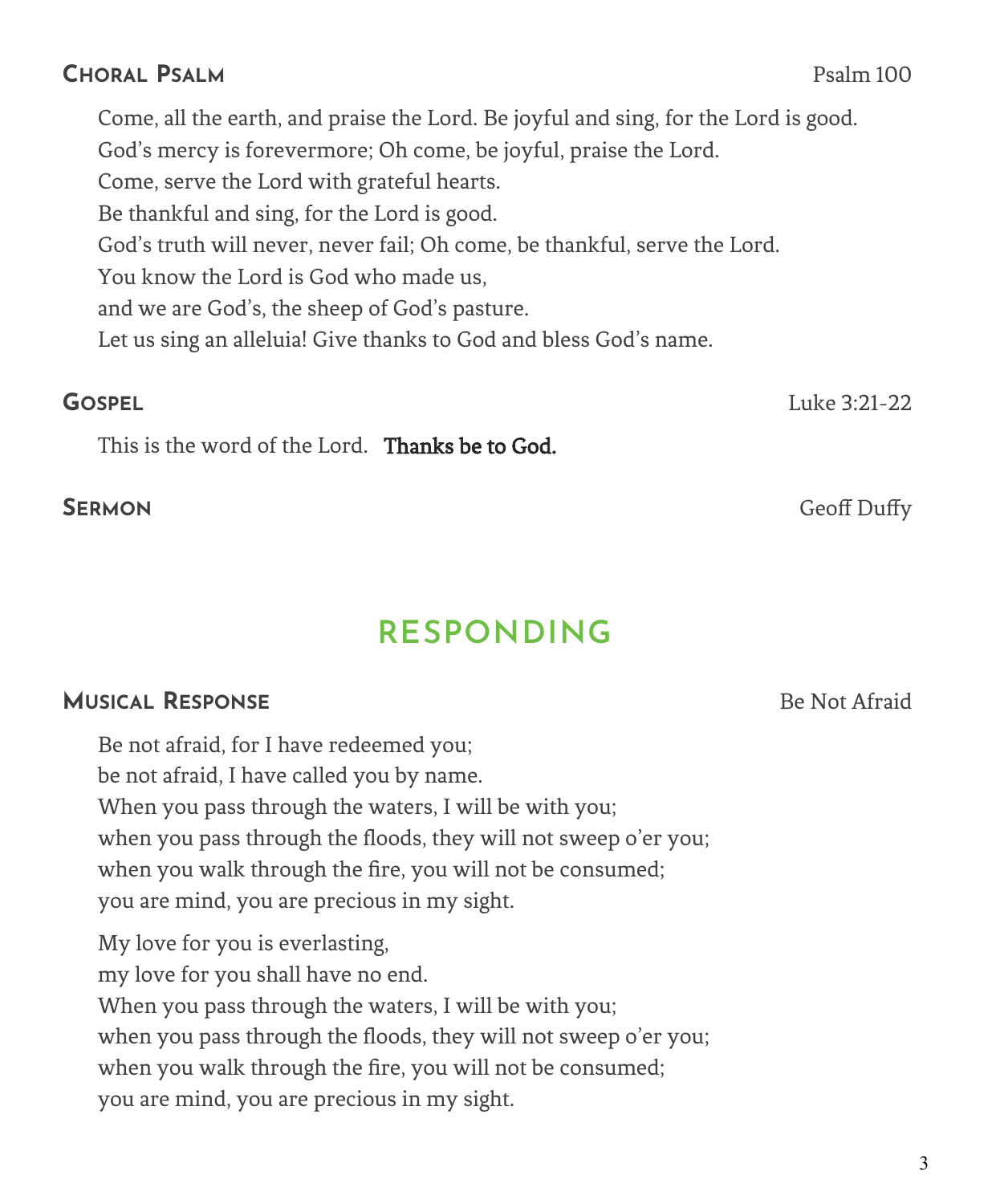### Choral Psalm

Psalm 100

Come, all the earth, and praise the Lord. Be joyful and sing, for the Lord is good.
God's mercy is forevermore; Oh come, be joyful, praise the Lord.
Come, serve the Lord with grateful hearts.
Be thankful and sing, for the Lord is good.
God's truth will never, never fail; Oh come, be thankful, serve the Lord.
You know the Lord is God who made us,
and we are God's, the sheep of God's pasture.
Let us sing an alleluia! Give thanks to God and bless God's name.

### Gospel

Luke 3:21-22

This is the word of the Lord. **Thanks be to God.**

### Sermon

Geoff Duffy

## RESPONDING

### Musical Response

Be Not Afraid

Be not afraid, for I have redeemed you;
be not afraid, I have called you by name.
When you pass through the waters, I will be with you;
when you pass through the floods, they will not sweep o'er you;
when you walk through the fire, you will not be consumed;
you are mind, you are precious in my sight.

My love for you is everlasting,
my love for you shall have no end.
When you pass through the waters, I will be with you;
when you pass through the floods, they will not sweep o'er you;
when you walk through the fire, you will not be consumed;
you are mind, you are precious in my sight.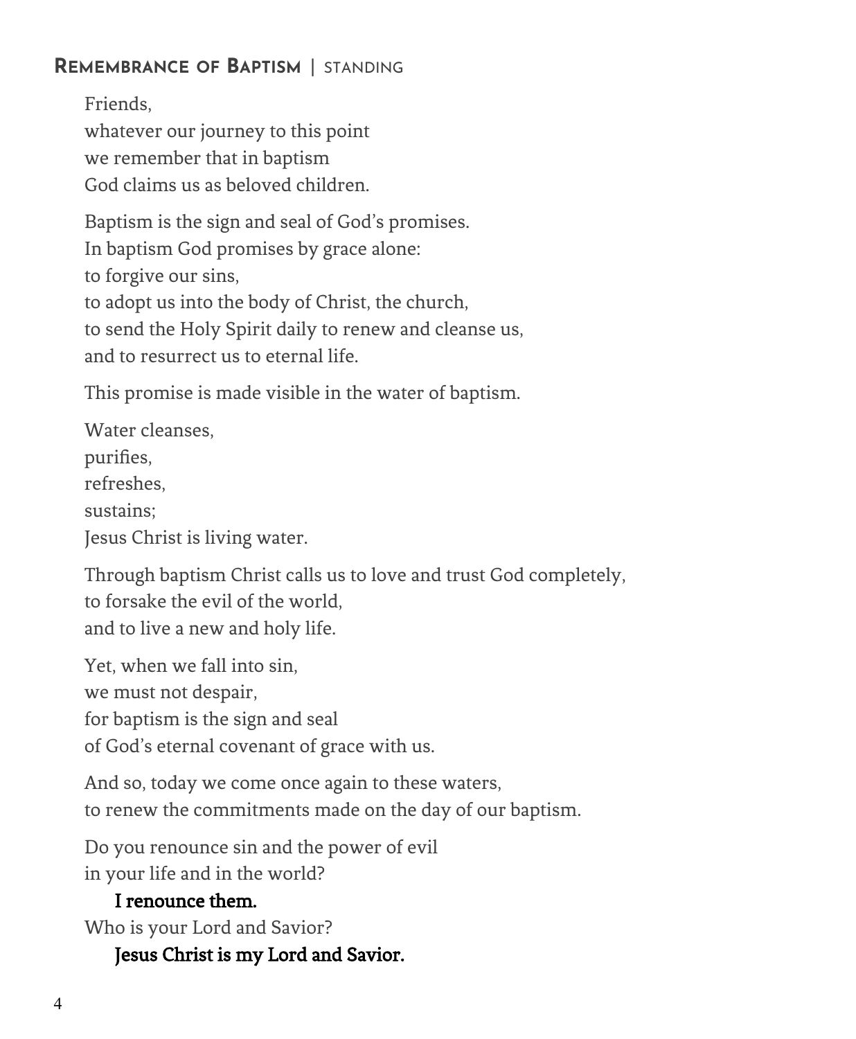## Remembrance of Baptism | standing

Friends,
whatever our journey to this point
we remember that in baptism
God claims us as beloved children.

Baptism is the sign and seal of God's promises.
In baptism God promises by grace alone:
to forgive our sins,
to adopt us into the body of Christ, the church,
to send the Holy Spirit daily to renew and cleanse us,
and to resurrect us to eternal life.

This promise is made visible in the water of baptism.

Water cleanses,
purifies,
refreshes,
sustains;
Jesus Christ is living water.

Through baptism Christ calls us to love and trust God completely,
to forsake the evil of the world,
and to live a new and holy life.

Yet, when we fall into sin,
we must not despair,
for baptism is the sign and seal
of God's eternal covenant of grace with us.

And so, today we come once again to these waters,
to renew the commitments made on the day of our baptism.

Do you renounce sin and the power of evil
in your life and in the world?

**I renounce them.**

Who is your Lord and Savior?

**Jesus Christ is my Lord and Savior.**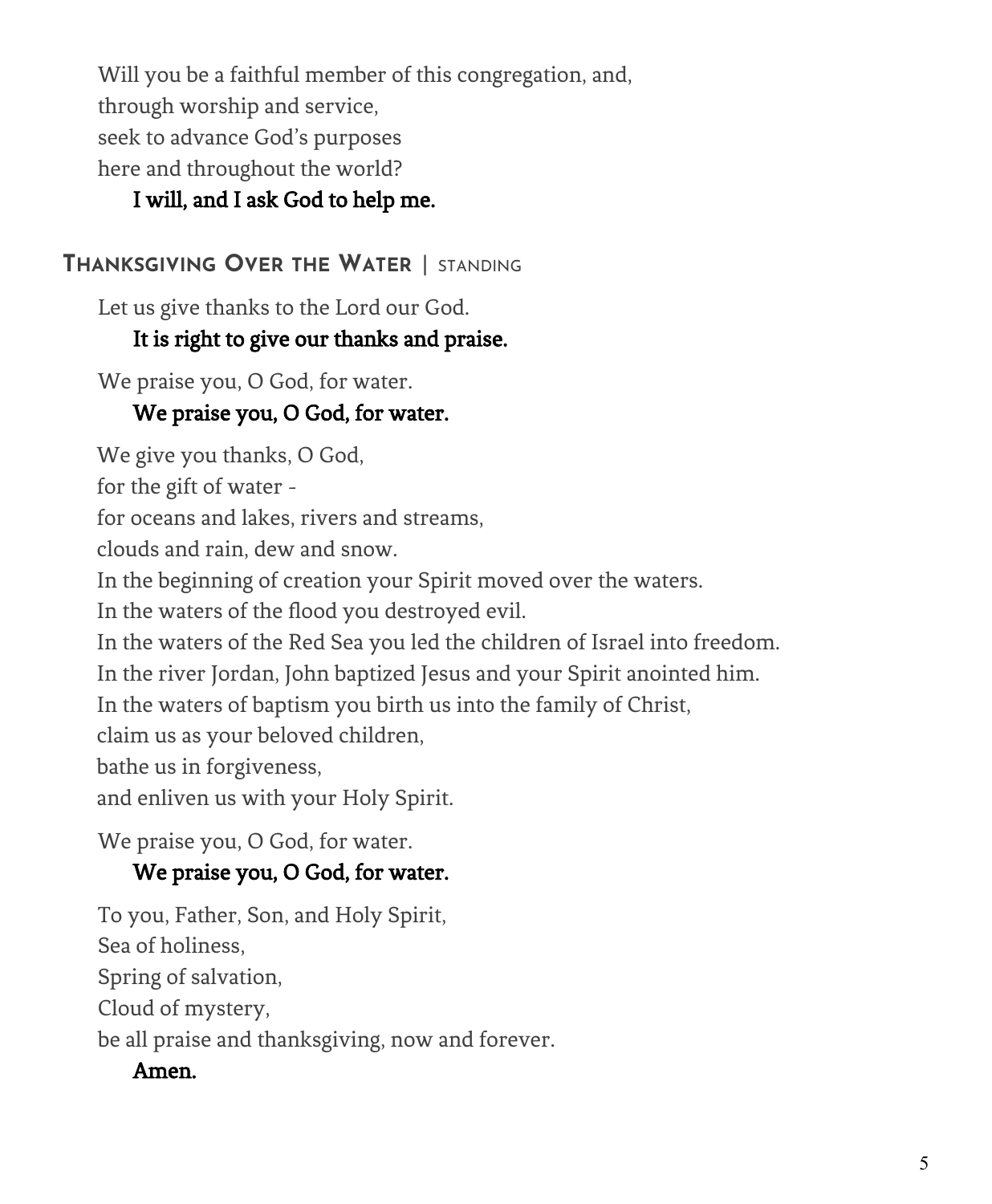Will you be a faithful member of this congregation, and,
through worship and service,
seek to advance God's purposes
here and throughout the world?

**I will, and I ask God to help me.**

## Thanksgiving Over the Water | standing

Let us give thanks to the Lord our God.

**It is right to give our thanks and praise.**

We praise you, O God, for water.

**We praise you, O God, for water.**

We give you thanks, O God,
for the gift of water -
for oceans and lakes, rivers and streams,
clouds and rain, dew and snow.
In the beginning of creation your Spirit moved over the waters.
In the waters of the flood you destroyed evil.
In the waters of the Red Sea you led the children of Israel into freedom.
In the river Jordan, John baptized Jesus and your Spirit anointed him.
In the waters of baptism you birth us into the family of Christ,
claim us as your beloved children,
bathe us in forgiveness,
and enliven us with your Holy Spirit.

We praise you, O God, for water.

**We praise you, O God, for water.**

To you, Father, Son, and Holy Spirit,
Sea of holiness,
Spring of salvation,
Cloud of mystery,
be all praise and thanksgiving, now and forever.

**Amen.**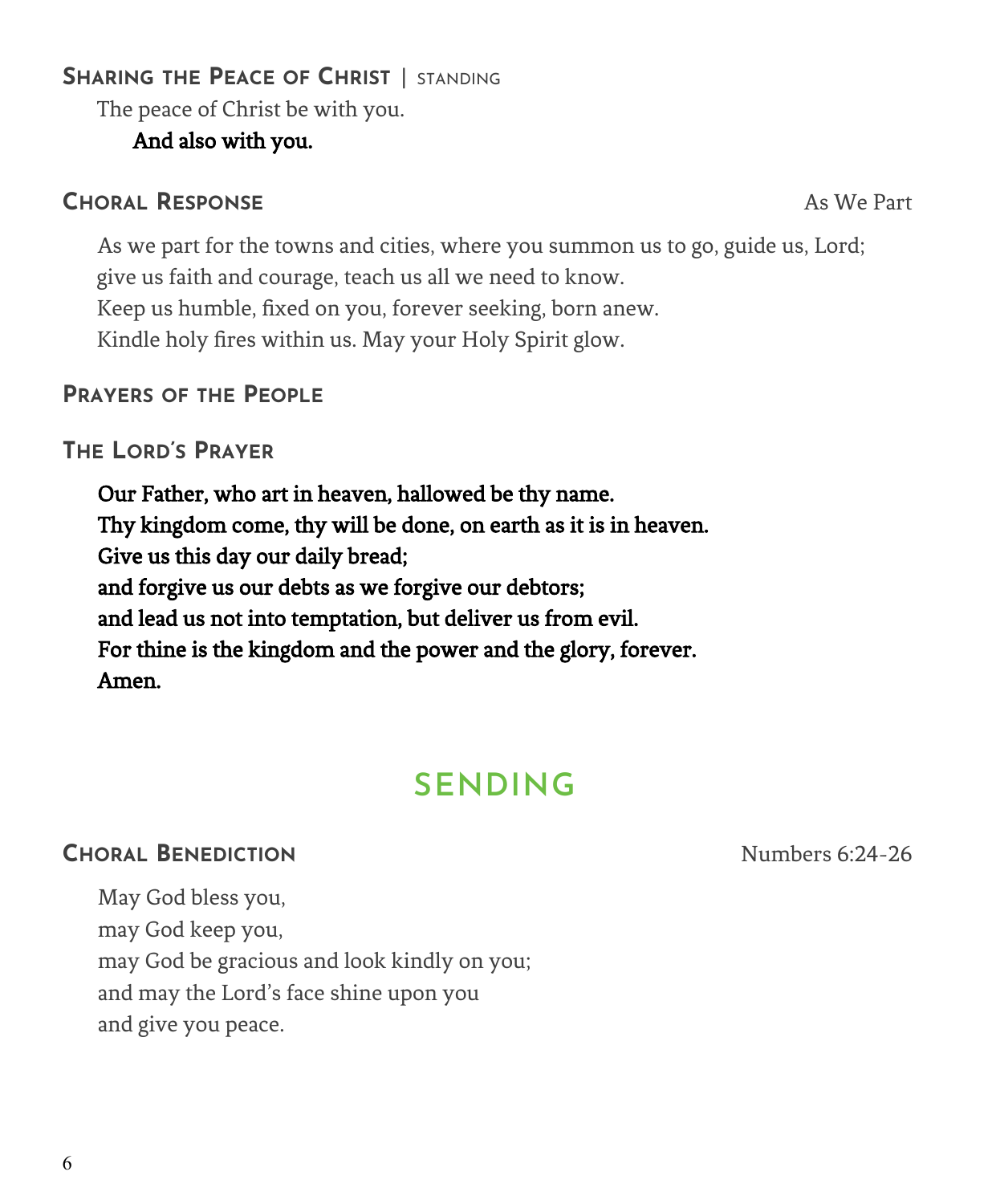### Sharing the Peace of Christ | standing

The peace of Christ be with you.

**And also with you.**

### Choral Response — As We Part

As we part for the towns and cities, where you summon us to go, guide us, Lord;
give us faith and courage, teach us all we need to know.
Keep us humble, fixed on you, forever seeking, born anew.
Kindle holy fires within us. May your Holy Spirit glow.

### Prayers of the People

### The Lord's Prayer

**Our Father, who art in heaven, hallowed be thy name.**
**Thy kingdom come, thy will be done, on earth as it is in heaven.**
**Give us this day our daily bread;**
**and forgive us our debts as we forgive our debtors;**
**and lead us not into temptation, but deliver us from evil.**
**For thine is the kingdom and the power and the glory, forever.**
**Amen.**

## SENDING

### Choral Benediction — Numbers 6:24-26

May God bless you,
may God keep you,
may God be gracious and look kindly on you;
and may the Lord's face shine upon you
and give you peace.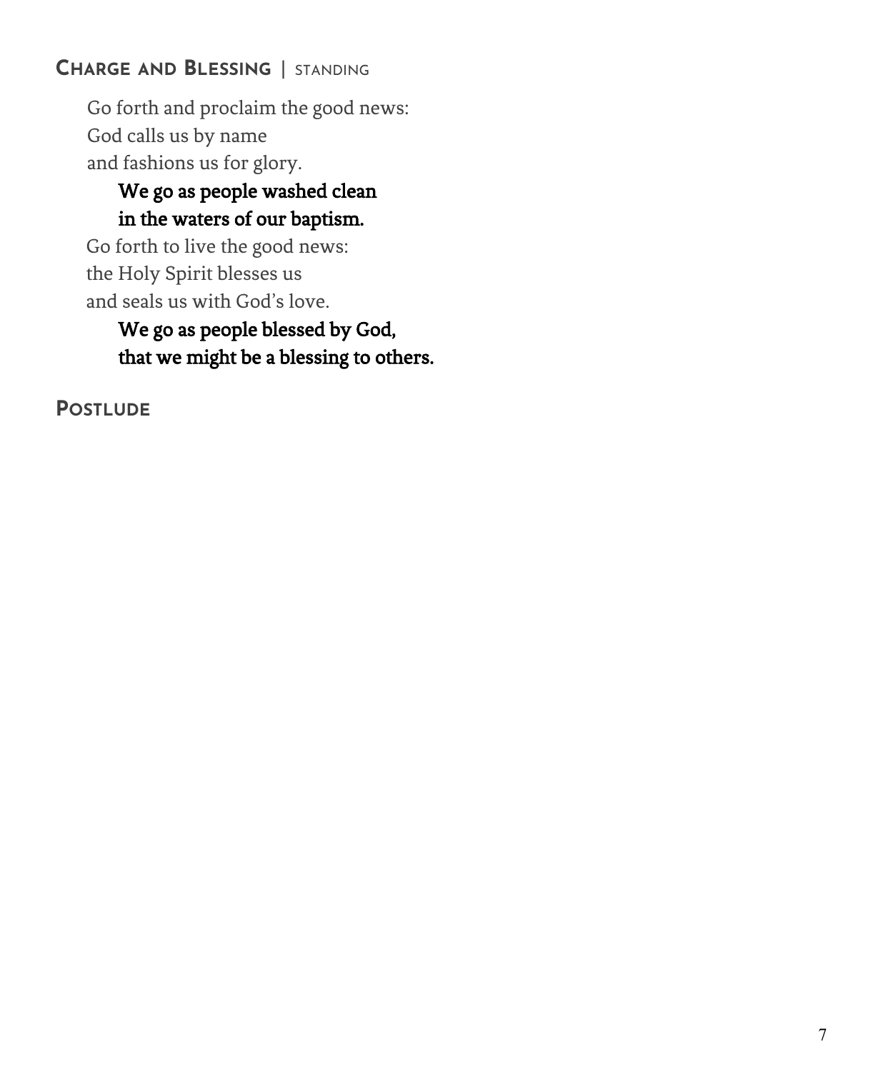## Charge and Blessing | standing

Go forth and proclaim the good news:
God calls us by name
and fashions us for glory.

**We go as people washed clean**
**in the waters of our baptism.**

Go forth to live the good news:
the Holy Spirit blesses us
and seals us with God's love.

**We go as people blessed by God,**
**that we might be a blessing to others.**

## Postlude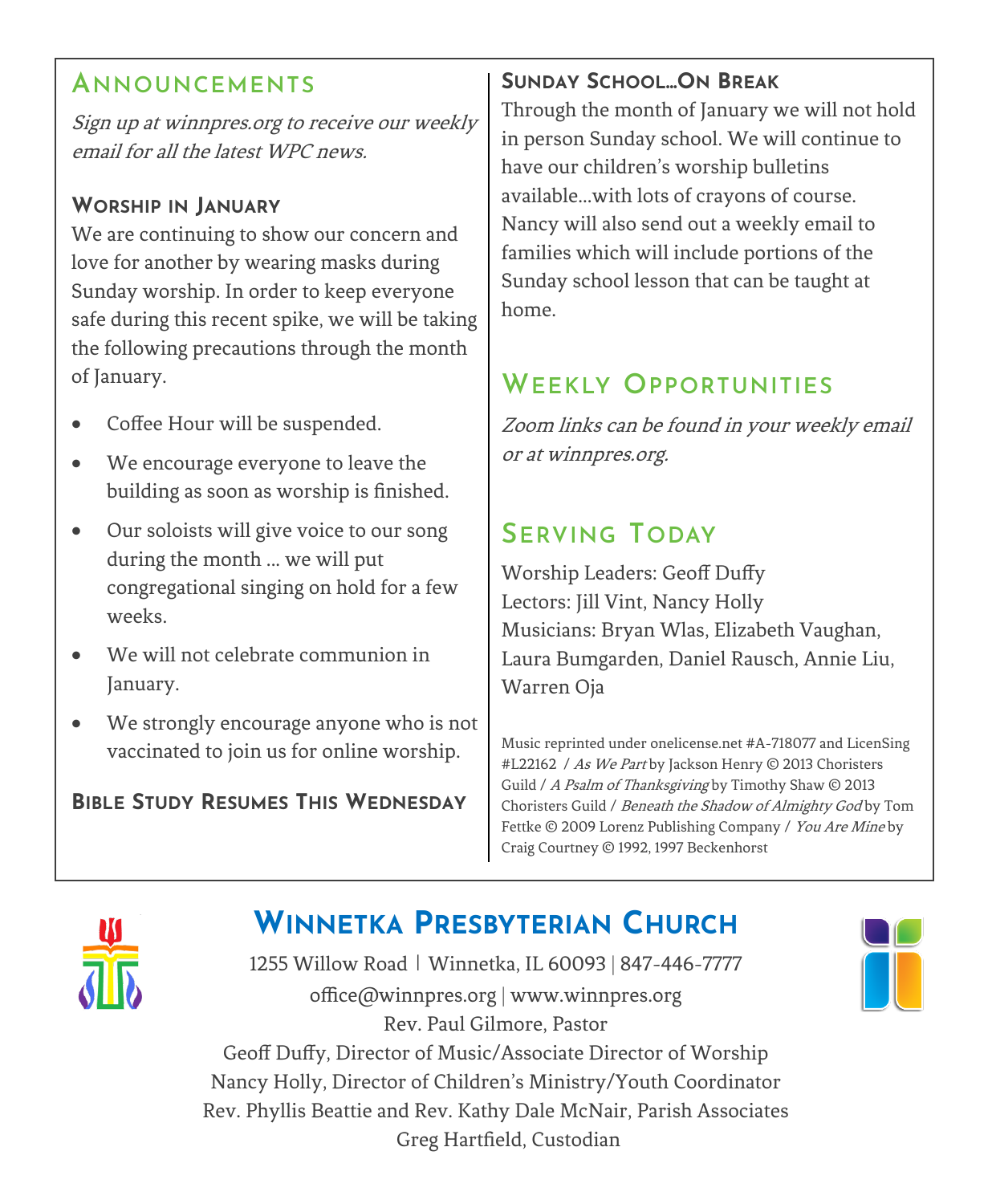## Announcements

*Sign up at winnpres.org to receive our weekly email for all the latest WPC news.*

### Worship in January

We are continuing to show our concern and love for another by wearing masks during Sunday worship. In order to keep everyone safe during this recent spike, we will be taking the following precautions through the month of January.

- Coffee Hour will be suspended.
- We encourage everyone to leave the building as soon as worship is finished.
- Our soloists will give voice to our song during the month … we will put congregational singing on hold for a few weeks.
- We will not celebrate communion in January.
- We strongly encourage anyone who is not vaccinated to join us for online worship.

### Bible Study Resumes This Wednesday

### Sunday School…On Break

Through the month of January we will not hold in person Sunday school. We will continue to have our children's worship bulletins available…with lots of crayons of course. Nancy will also send out a weekly email to families which will include portions of the Sunday school lesson that can be taught at home.

## Weekly Opportunities

*Zoom links can be found in your weekly email or at winnpres.org.*

## Serving Today

Worship Leaders: Geoff Duffy
Lectors: Jill Vint, Nancy Holly
Musicians: Bryan Wlas, Elizabeth Vaughan, Laura Bumgarden, Daniel Rausch, Annie Liu, Warren Oja

Music reprinted under onelicense.net #A-718077 and LicenSing #L22162 / *As We Part* by Jackson Henry © 2013 Choristers Guild / *A Psalm of Thanksgiving* by Timothy Shaw © 2013 Choristers Guild / *Beneath the Shadow of Almighty God* by Tom Fettke © 2009 Lorenz Publishing Company / *You Are Mine* by Craig Courtney © 1992, 1997 Beckenhorst

# Winnetka Presbyterian Church

1255 Willow Road | Winnetka, IL 60093 | 847-446-7777
office@winnpres.org | www.winnpres.org
Rev. Paul Gilmore, Pastor
Geoff Duffy, Director of Music/Associate Director of Worship
Nancy Holly, Director of Children's Ministry/Youth Coordinator
Rev. Phyllis Beattie and Rev. Kathy Dale McNair, Parish Associates
Greg Hartfield, Custodian